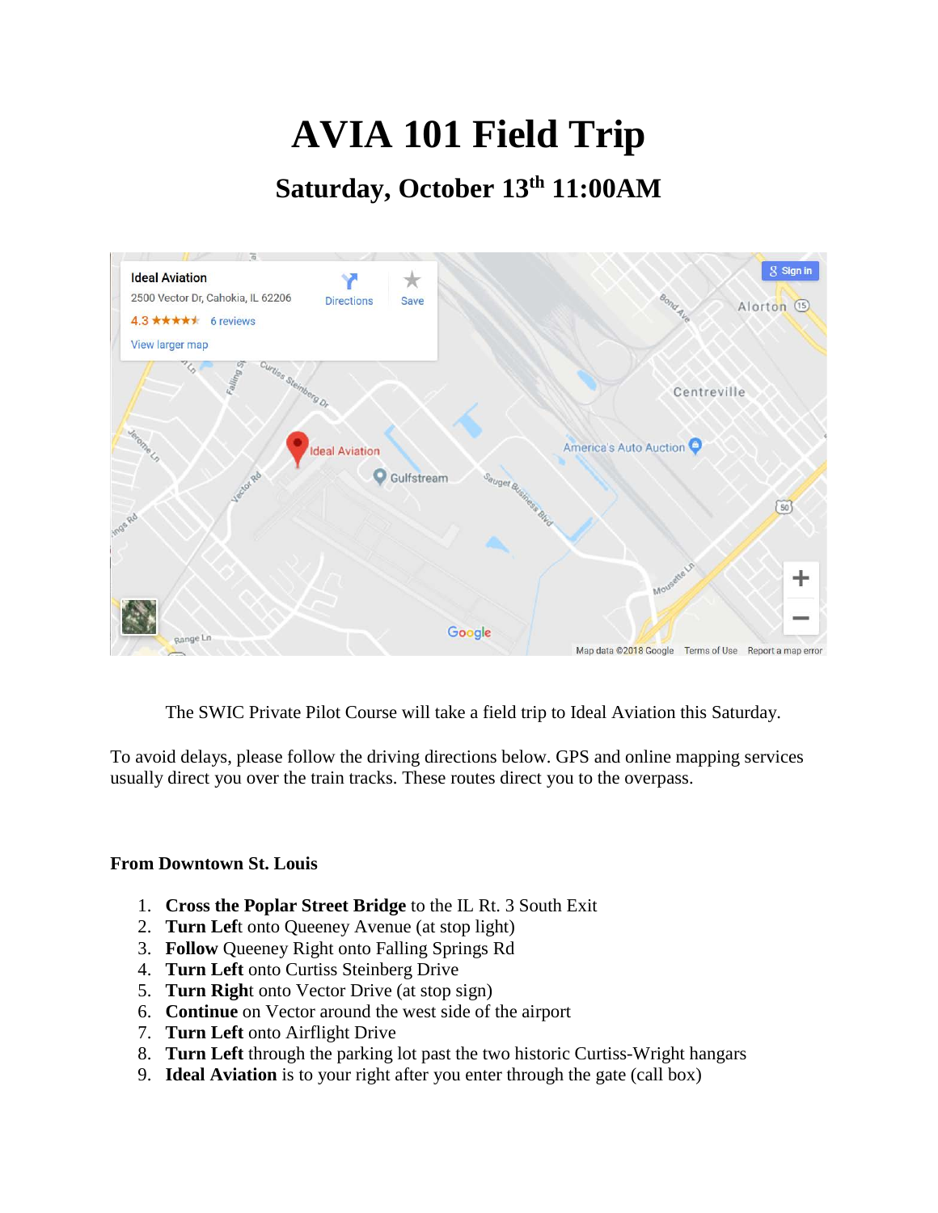# AVIA 101 Field Trip

## Saturday, October 13th 11:00AM

The SWIC Private Pilot Course will take a field trip to Ideal Aviation this Saturday.

To avoid delays, please follow the driving directions below. GPS and online mapping services usually direct you over the train tracks. These routes direct you to the overpass.

**From Downtown St. Louis**

1. **Cross the Poplar Street Bridge** to the IL Rt. 3 South Exit
2. **Turn Left** onto Queeney Avenue (at stop light)
3. **Follow** Queeney Right onto Falling Springs Rd
4. **Turn Left** onto Curtiss Steinberg Drive
5. **Turn Right** onto Vector Drive (at stop sign)
6. **Continue** on Vector around the west side of the airport
7. **Turn Left** onto Airflight Drive
8. **Turn Left** through the parking lot past the two historic Curtiss-Wright hangars
9. **Ideal Aviation** is to your right after you enter through the gate (call box)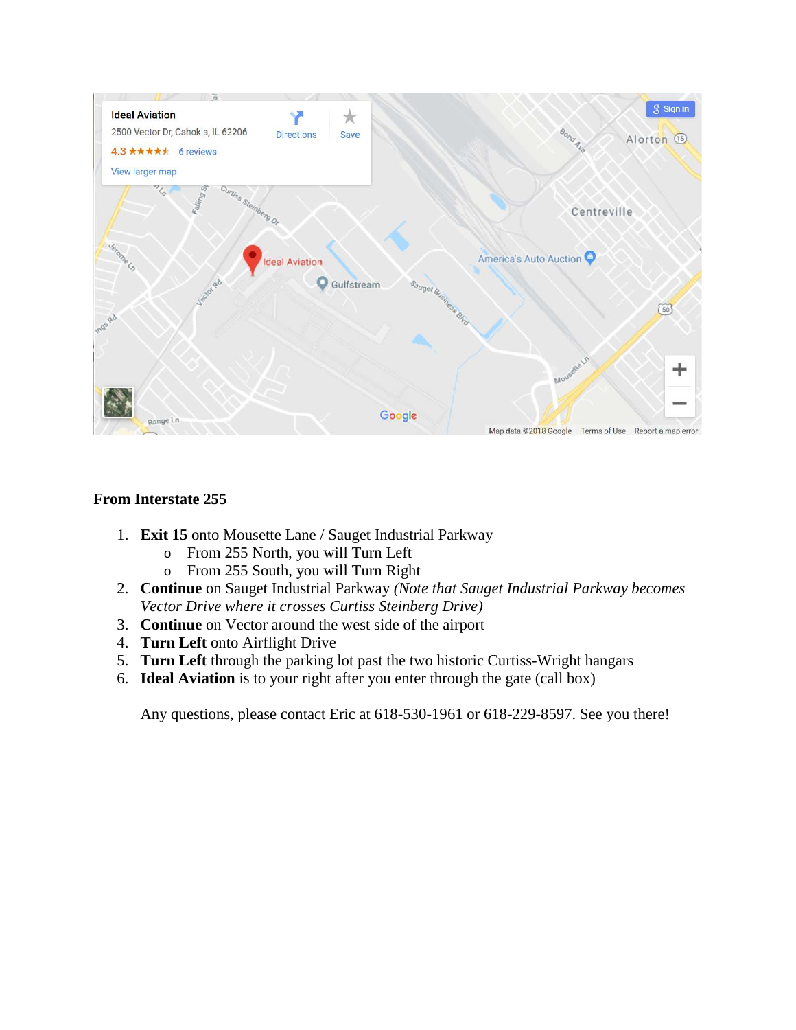Ideal Aviation
2500 Vector Dr, Cahokia, IL 62206
4.3 ★★★★★ 6 reviews
View larger map
Directions
Save

Sign in
Alorton
Centreville
Ideal Aviation
Gulfstream
America's Auto Auction
Curtiss Steinberg Dr
Falling St
Jerome Ln
Vector Rd
Sauget Business Blvd
Bond Ave
Mousette Ln
Range Ln
Google
Map data ©2018 Google Terms of Use Report a map error

## From Interstate 255

1. **Exit 15** onto Mousette Lane / Sauget Industrial Parkway
   - From 255 North, you will Turn Left
   - From 255 South, you will Turn Right
2. **Continue** on Sauget Industrial Parkway *(Note that Sauget Industrial Parkway becomes Vector Drive where it crosses Curtiss Steinberg Drive)*
3. **Continue** on Vector around the west side of the airport
4. **Turn Left** onto Airflight Drive
5. **Turn Left** through the parking lot past the two historic Curtiss-Wright hangars
6. **Ideal Aviation** is to your right after you enter through the gate (call box)

Any questions, please contact Eric at 618-530-1961 or 618-229-8597. See you there!